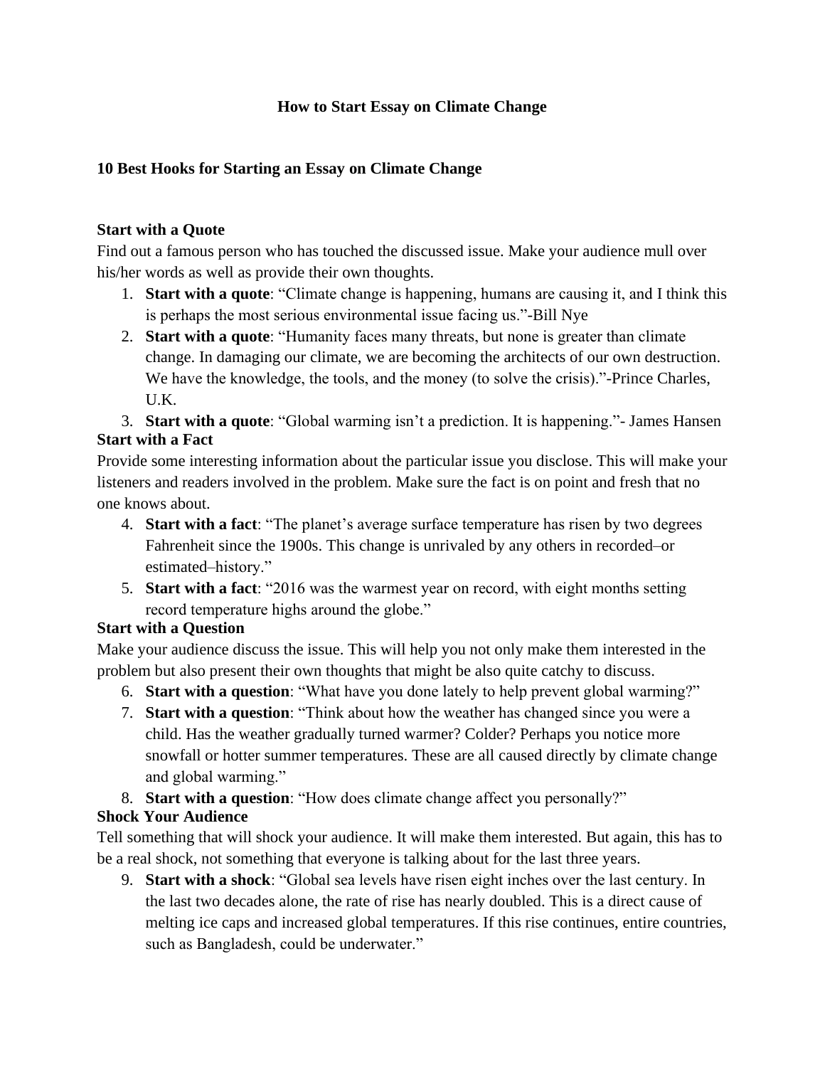# How to Start Essay on Climate Change

## 10 Best Hooks for Starting an Essay on Climate Change

### Start with a Quote

Find out a famous person who has touched the discussed issue. Make your audience mull over his/her words as well as provide their own thoughts.

1. **Start with a quote**: "Climate change is happening, humans are causing it, and I think this is perhaps the most serious environmental issue facing us."-Bill Nye
2. **Start with a quote**: "Humanity faces many threats, but none is greater than climate change. In damaging our climate, we are becoming the architects of our own destruction. We have the knowledge, the tools, and the money (to solve the crisis)."-Prince Charles, U.K.
3. **Start with a quote**: "Global warming isn't a prediction. It is happening."- James Hansen

### Start with a Fact

Provide some interesting information about the particular issue you disclose. This will make your listeners and readers involved in the problem. Make sure the fact is on point and fresh that no one knows about.

4. **Start with a fact**: "The planet's average surface temperature has risen by two degrees Fahrenheit since the 1900s. This change is unrivaled by any others in recorded–or estimated–history."
5. **Start with a fact**: "2016 was the warmest year on record, with eight months setting record temperature highs around the globe."

### Start with a Question

Make your audience discuss the issue. This will help you not only make them interested in the problem but also present their own thoughts that might be also quite catchy to discuss.

6. **Start with a question**: "What have you done lately to help prevent global warming?"
7. **Start with a question**: "Think about how the weather has changed since you were a child. Has the weather gradually turned warmer? Colder? Perhaps you notice more snowfall or hotter summer temperatures. These are all caused directly by climate change and global warming."
8. **Start with a question**: "How does climate change affect you personally?"

### Shock Your Audience

Tell something that will shock your audience. It will make them interested. But again, this has to be a real shock, not something that everyone is talking about for the last three years.

9. **Start with a shock**: "Global sea levels have risen eight inches over the last century. In the last two decades alone, the rate of rise has nearly doubled. This is a direct cause of melting ice caps and increased global temperatures. If this rise continues, entire countries, such as Bangladesh, could be underwater."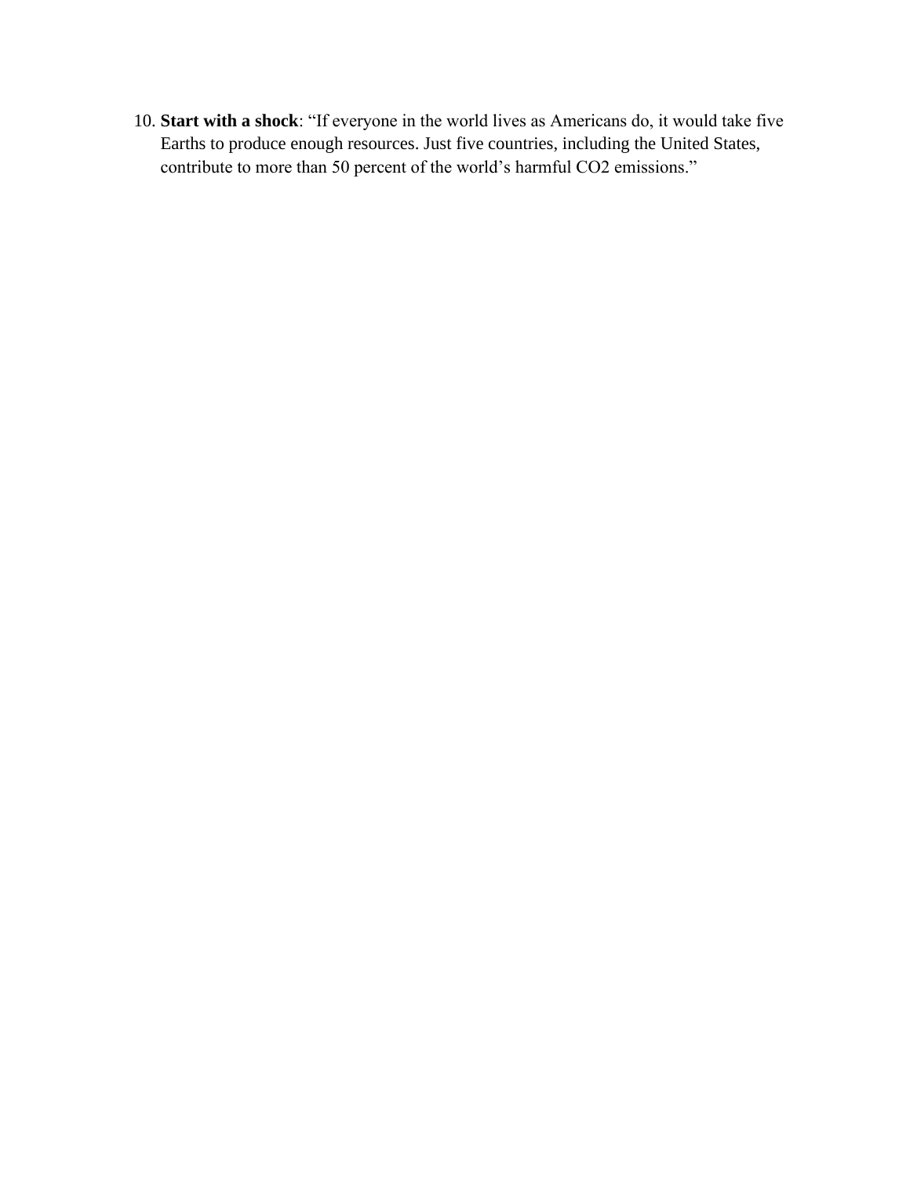10. **Start with a shock**: “If everyone in the world lives as Americans do, it would take five Earths to produce enough resources. Just five countries, including the United States, contribute to more than 50 percent of the world’s harmful $CO_2$ emissions.”